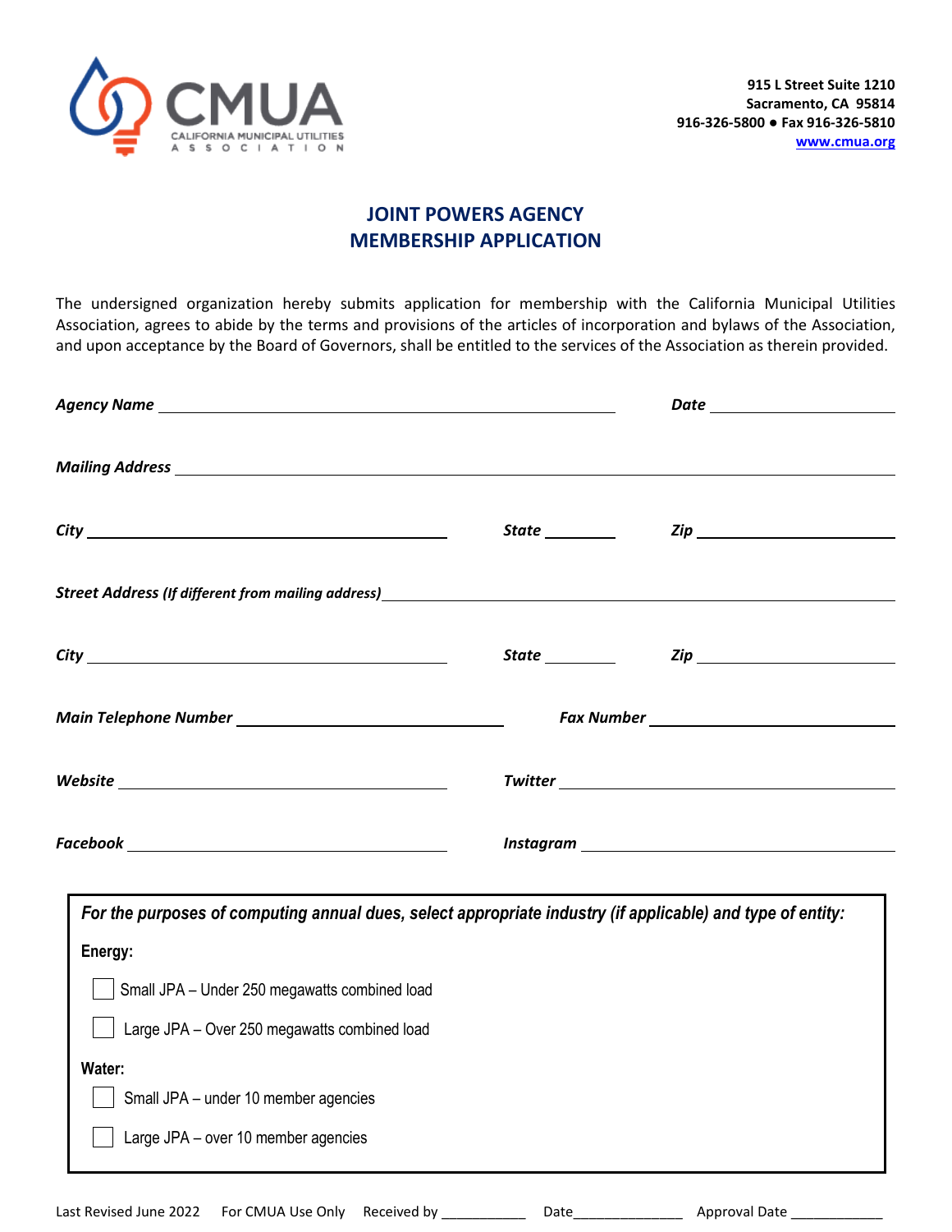CMUA
CALIFORNIA MUNICIPAL UTILITIES ASSOCIATION

**915 L Street Suite 1210**
**Sacramento, CA 95814**
**916-326-5800 ● Fax 916-326-5810**
**www.cmua.org**

# JOINT POWERS AGENCY MEMBERSHIP APPLICATION

The undersigned organization hereby submits application for membership with the California Municipal Utilities Association, agrees to abide by the terms and provisions of the articles of incorporation and bylaws of the Association, and upon acceptance by the Board of Governors, shall be entitled to the services of the Association as therein provided.

***Agency Name*** ________________________________________ ***Date*** ____________________

***Mailing Address*** ______________________________________________________________

***City*** ________________________________ ***State*** ________ ***Zip*** ____________________

***Street Address (If different from mailing address)*** _____________________________________

***City*** ________________________________ ***State*** ________ ***Zip*** ____________________

***Main Telephone Number*** ________________________ ***Fax Number*** ________________________

***Website*** ______________________________ ***Twitter*** ______________________________

***Facebook*** ______________________________ ***Instagram*** ______________________________

***For the purposes of computing annual dues, select appropriate industry (if applicable) and type of entity:***

**Energy:**

- ☐ Small JPA – Under 250 megawatts combined load
- ☐ Large JPA – Over 250 megawatts combined load

**Water:**

- ☐ Small JPA – under 10 member agencies
- ☐ Large JPA – over 10 member agencies

Last Revised June 2022 For CMUA Use Only Received by ___________ Date______________ Approval Date ____________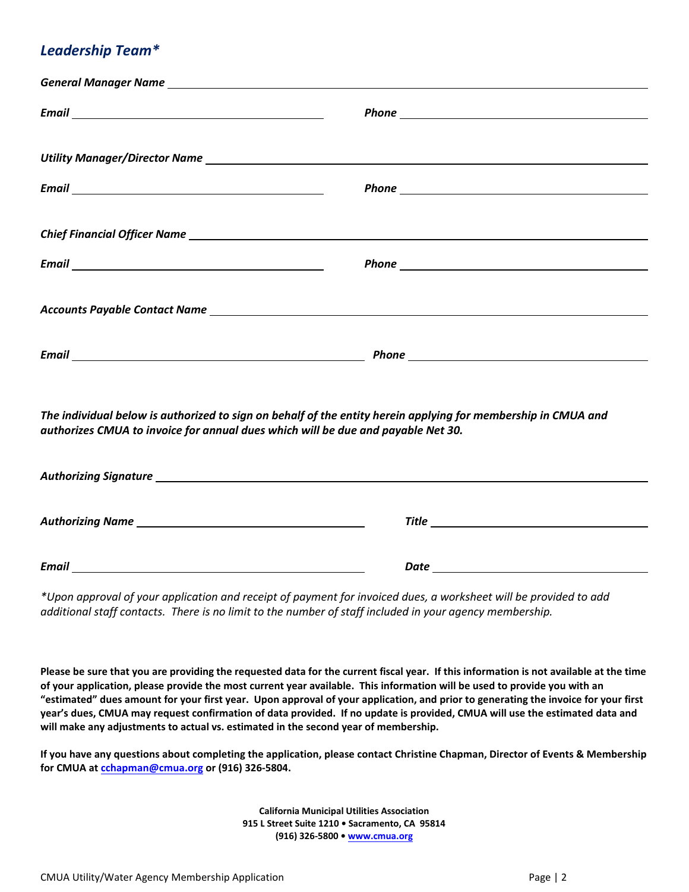## *Leadership Team**

***General Manager Name*** \_\_\_\_\_\_\_\_\_\_\_\_\_\_\_\_\_\_\_\_\_\_\_\_\_\_\_\_\_\_\_\_\_\_\_\_\_\_\_\_

***Email*** \_\_\_\_\_\_\_\_\_\_\_\_\_\_\_\_\_\_\_\_\_\_\_\_ ***Phone*** \_\_\_\_\_\_\_\_\_\_\_\_\_\_\_\_\_\_\_\_\_\_\_\_

***Utility Manager/Director Name*** \_\_\_\_\_\_\_\_\_\_\_\_\_\_\_\_\_\_\_\_\_\_\_\_\_\_\_\_\_\_\_\_\_\_\_\_\_\_\_\_

***Email*** \_\_\_\_\_\_\_\_\_\_\_\_\_\_\_\_\_\_\_\_\_\_\_\_ ***Phone*** \_\_\_\_\_\_\_\_\_\_\_\_\_\_\_\_\_\_\_\_\_\_\_\_

***Chief Financial Officer Name*** \_\_\_\_\_\_\_\_\_\_\_\_\_\_\_\_\_\_\_\_\_\_\_\_\_\_\_\_\_\_\_\_\_\_\_\_\_\_\_\_

***Email*** \_\_\_\_\_\_\_\_\_\_\_\_\_\_\_\_\_\_\_\_\_\_\_\_ ***Phone*** \_\_\_\_\_\_\_\_\_\_\_\_\_\_\_\_\_\_\_\_\_\_\_\_

***Accounts Payable Contact Name*** \_\_\_\_\_\_\_\_\_\_\_\_\_\_\_\_\_\_\_\_\_\_\_\_\_\_\_\_\_\_\_\_\_\_\_\_\_\_\_\_

***Email*** \_\_\_\_\_\_\_\_\_\_\_\_\_\_\_\_\_\_\_\_\_\_\_\_ ***Phone*** \_\_\_\_\_\_\_\_\_\_\_\_\_\_\_\_\_\_\_\_\_\_\_\_

***The individual below is authorized to sign on behalf of the entity herein applying for membership in CMUA and authorizes CMUA to invoice for annual dues which will be due and payable Net 30.***

***Authorizing Signature*** \_\_\_\_\_\_\_\_\_\_\_\_\_\_\_\_\_\_\_\_\_\_\_\_\_\_\_\_\_\_\_\_\_\_\_\_\_\_\_\_

***Authorizing Name*** \_\_\_\_\_\_\_\_\_\_\_\_\_\_\_\_\_\_\_\_\_\_\_\_ ***Title*** \_\_\_\_\_\_\_\_\_\_\_\_\_\_\_\_\_\_\_\_\_\_\_\_

***Email*** \_\_\_\_\_\_\_\_\_\_\_\_\_\_\_\_\_\_\_\_\_\_\_\_ ***Date*** \_\_\_\_\_\_\_\_\_\_\_\_\_\_\_\_\_\_\_\_\_\_\_\_

**Upon approval of your application and receipt of payment for invoiced dues, a worksheet will be provided to add additional staff contacts. There is no limit to the number of staff included in your agency membership.*

**Please be sure that you are providing the requested data for the current fiscal year. If this information is not available at the time of your application, please provide the most current year available. This information will be used to provide you with an "estimated" dues amount for your first year. Upon approval of your application, and prior to generating the invoice for your first year's dues, CMUA may request confirmation of data provided. If no update is provided, CMUA will use the estimated data and will make any adjustments to actual vs. estimated in the second year of membership.**

**If you have any questions about completing the application, please contact Christine Chapman, Director of Events & Membership for CMUA at [cchapman@cmua.org](mailto:cchapman@cmua.org) or (916) 326-5804.**

**California Municipal Utilities Association**
**915 L Street Suite 1210 • Sacramento, CA 95814**
**(916) 326-5800 • [www.cmua.org](http://www.cmua.org)**